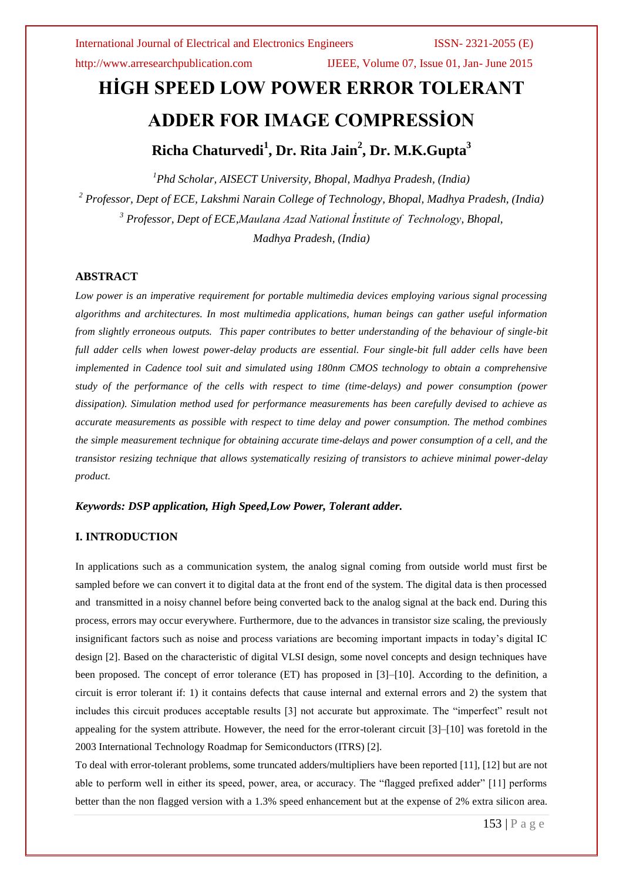# HİGH SPEED LOW POWER ERROR TOLERANT ADDER FOR IMAGE COMPRESSİON

**Richa Chaturvedi[1], Dr. Rita Jain[2], Dr. M.K.Gupta[3]**

*[1]Phd Scholar, AISECT University, Bhopal, Madhya Pradesh, (India)*

*[2] Professor, Dept of ECE, Lakshmi Narain College of Technology, Bhopal, Madhya Pradesh, (India)*

*[3] Professor, Dept of ECE,Maulana Azad National İnstitute of Technology, Bhopal, Madhya Pradesh, (India)*

## ABSTRACT

*Low power is an imperative requirement for portable multimedia devices employing various signal processing algorithms and architectures. In most multimedia applications, human beings can gather useful information from slightly erroneous outputs. This paper contributes to better understanding of the behaviour of single-bit full adder cells when lowest power-delay products are essential. Four single-bit full adder cells have been implemented in Cadence tool suit and simulated using 180nm CMOS technology to obtain a comprehensive study of the performance of the cells with respect to time (time-delays) and power consumption (power dissipation). Simulation method used for performance measurements has been carefully devised to achieve as accurate measurements as possible with respect to time delay and power consumption. The method combines the simple measurement technique for obtaining accurate time-delays and power consumption of a cell, and the transistor resizing technique that allows systematically resizing of transistors to achieve minimal power-delay product.*

***Keywords: DSP application, High Speed,Low Power, Tolerant adder.***

## I. INTRODUCTION

In applications such as a communication system, the analog signal coming from outside world must first be sampled before we can convert it to digital data at the front end of the system. The digital data is then processed and transmitted in a noisy channel before being converted back to the analog signal at the back end. During this process, errors may occur everywhere. Furthermore, due to the advances in transistor size scaling, the previously insignificant factors such as noise and process variations are becoming important impacts in today's digital IC design [2]. Based on the characteristic of digital VLSI design, some novel concepts and design techniques have been proposed. The concept of error tolerance (ET) has proposed in [3]–[10]. According to the definition, a circuit is error tolerant if: 1) it contains defects that cause internal and external errors and 2) the system that includes this circuit produces acceptable results [3] not accurate but approximate. The "imperfect" result not appealing for the system attribute. However, the need for the error-tolerant circuit [3]–[10] was foretold in the 2003 International Technology Roadmap for Semiconductors (ITRS) [2].

To deal with error-tolerant problems, some truncated adders/multipliers have been reported [11], [12] but are not able to perform well in either its speed, power, area, or accuracy. The "flagged prefixed adder" [11] performs better than the non flagged version with a 1.3% speed enhancement but at the expense of 2% extra silicon area.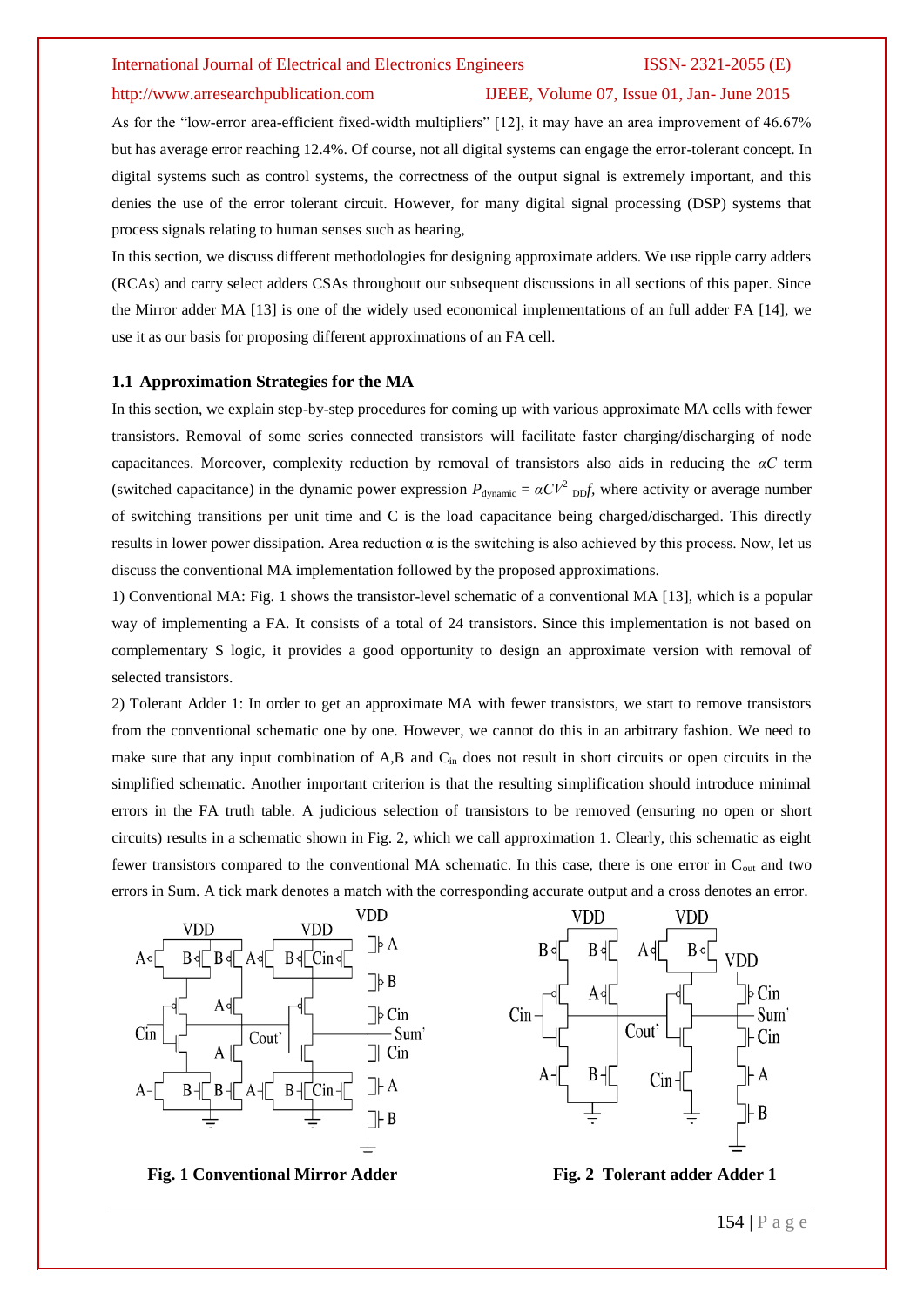As for the "low-error area-efficient fixed-width multipliers" [12], it may have an area improvement of 46.67% but has average error reaching 12.4%. Of course, not all digital systems can engage the error-tolerant concept. In digital systems such as control systems, the correctness of the output signal is extremely important, and this denies the use of the error tolerant circuit. However, for many digital signal processing (DSP) systems that process signals relating to human senses such as hearing,

In this section, we discuss different methodologies for designing approximate adders. We use ripple carry adders (RCAs) and carry select adders CSAs throughout our subsequent discussions in all sections of this paper. Since the Mirror adder MA [13] is one of the widely used economical implementations of an full adder FA [14], we use it as our basis for proposing different approximations of an FA cell.

### 1.1 Approximation Strategies for the MA

In this section, we explain step-by-step procedures for coming up with various approximate MA cells with fewer transistors. Removal of some series connected transistors will facilitate faster charging/discharging of node capacitances. Moreover, complexity reduction by removal of transistors also aids in reducing the $\alpha C$ term (switched capacitance) in the dynamic power expression $P_{dynamic} = \alpha C V^2_{DD} f$, where activity or average number of switching transitions per unit time and C is the load capacitance being charged/discharged. This directly results in lower power dissipation. Area reduction α is the switching is also achieved by this process. Now, let us discuss the conventional MA implementation followed by the proposed approximations.

1) Conventional MA: Fig. 1 shows the transistor-level schematic of a conventional MA [13], which is a popular way of implementing a FA. It consists of a total of 24 transistors. Since this implementation is not based on complementary S logic, it provides a good opportunity to design an approximate version with removal of selected transistors.

2) Tolerant Adder 1: In order to get an approximate MA with fewer transistors, we start to remove transistors from the conventional schematic one by one. However, we cannot do this in an arbitrary fashion. We need to make sure that any input combination of A,B and $C_{in}$ does not result in short circuits or open circuits in the simplified schematic. Another important criterion is that the resulting simplification should introduce minimal errors in the FA truth table. A judicious selection of transistors to be removed (ensuring no open or short circuits) results in a schematic shown in Fig. 2, which we call approximation 1. Clearly, this schematic as eight fewer transistors compared to the conventional MA schematic. In this case, there is one error in $C_{out}$ and two errors in Sum. A tick mark denotes a match with the corresponding accurate output and a cross denotes an error.

**Fig. 1 Conventional Mirror Adder**

**Fig. 2 Tolerant adder Adder 1**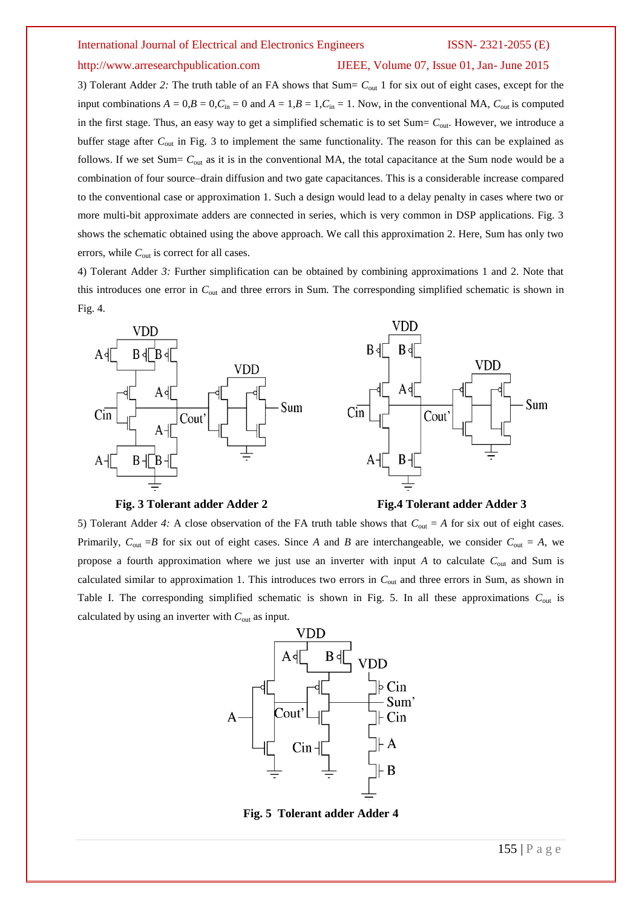3) Tolerant Adder *2:* The truth table of an FA shows that Sum= $C_{out}$ 1 for six out of eight cases, except for the input combinations $A = 0, B = 0, C_{in} = 0$ and $A = 1, B = 1, C_{in} = 1$. Now, in the conventional MA, $C_{out}$ is computed in the first stage. Thus, an easy way to get a simplified schematic is to set Sum= $C_{out}$. However, we introduce a buffer stage after $C_{out}$ in Fig. 3 to implement the same functionality. The reason for this can be explained as follows. If we set Sum= $C_{out}$ as it is in the conventional MA, the total capacitance at the Sum node would be a combination of four source–drain diffusion and two gate capacitances. This is a considerable increase compared to the conventional case or approximation 1. Such a design would lead to a delay penalty in cases where two or more multi-bit approximate adders are connected in series, which is very common in DSP applications. Fig. 3 shows the schematic obtained using the above approach. We call this approximation 2. Here, Sum has only two errors, while $C_{out}$ is correct for all cases.

4) Tolerant Adder *3:* Further simplification can be obtained by combining approximations 1 and 2. Note that this introduces one error in $C_{out}$ and three errors in Sum. The corresponding simplified schematic is shown in Fig. 4.

**Fig. 3 Tolerant adder Adder 2**

**Fig.4 Tolerant adder Adder 3**

5) Tolerant Adder *4:* A close observation of the FA truth table shows that $C_{out} = A$ for six out of eight cases. Primarily, $C_{out} = B$ for six out of eight cases. Since *A* and *B* are interchangeable, we consider $C_{out} = A$, we propose a fourth approximation where we just use an inverter with input *A* to calculate $C_{out}$ and Sum is calculated similar to approximation 1. This introduces two errors in $C_{out}$ and three errors in Sum, as shown in Table I. The corresponding simplified schematic is shown in Fig. 5. In all these approximations $C_{out}$ is calculated by using an inverter with $C_{out}$ as input.

**Fig. 5 Tolerant adder Adder 4**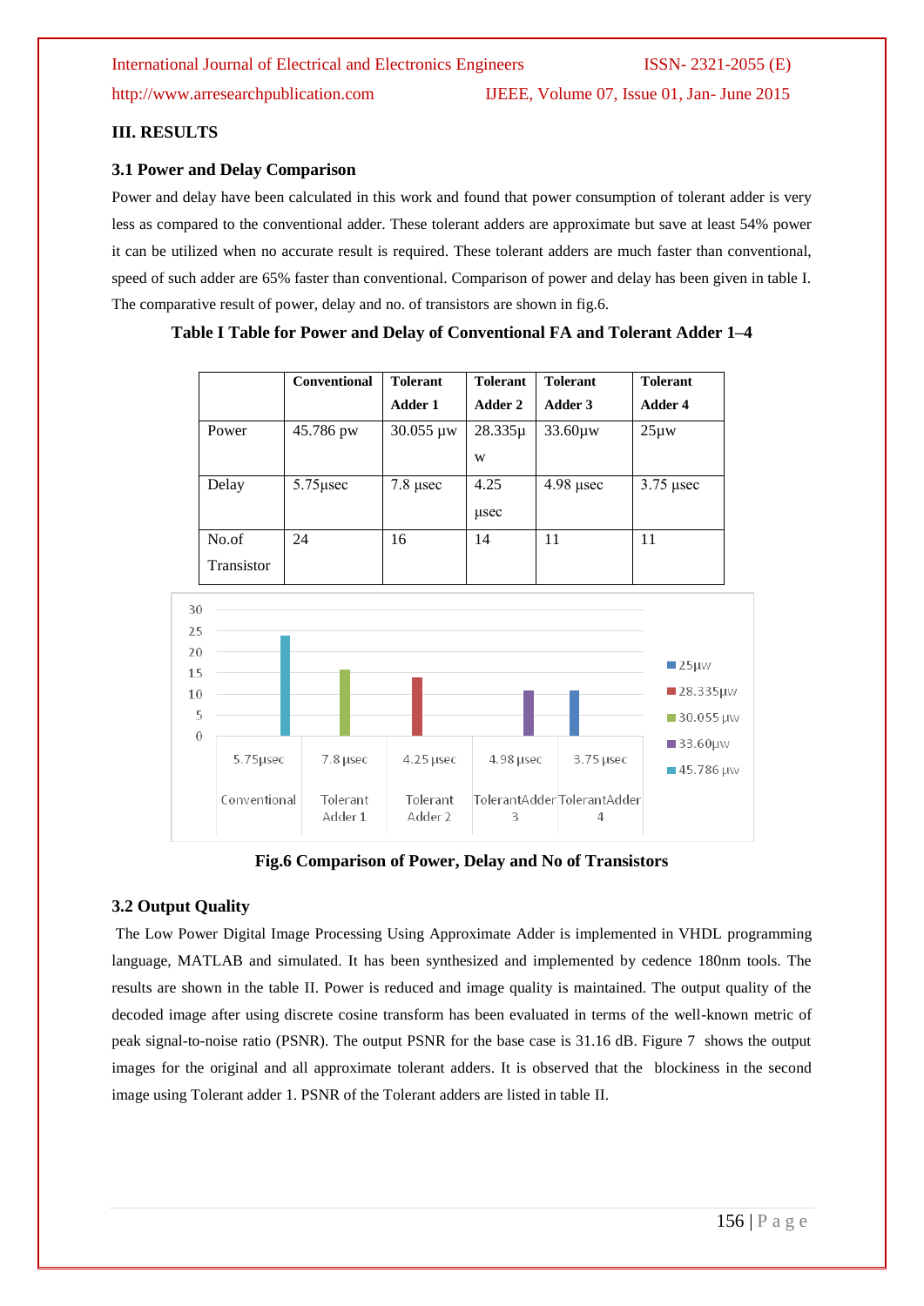## III. RESULTS

### 3.1 Power and Delay Comparison

Power and delay have been calculated in this work and found that power consumption of tolerant adder is very less as compared to the conventional adder. These tolerant adders are approximate but save at least 54% power it can be utilized when no accurate result is required. These tolerant adders are much faster than conventional, speed of such adder are 65% faster than conventional. Comparison of power and delay has been given in table I. The comparative result of power, delay and no. of transistors are shown in fig.6.

**Table I Table for Power and Delay of Conventional FA and Tolerant Adder 1–4**

| | Conventional | Tolerant Adder 1 | Tolerant Adder 2 | Tolerant Adder 3 | Tolerant Adder 4 |
|---|---|---|---|---|---|
| Power | 45.786 pw | 30.055 µw | 28.335µw | 33.60µw | 25µw |
| Delay | 5.75µsec | 7.8 µsec | 4.25 µsec | 4.98 µsec | 3.75 µsec |
| No.of Transistor | 24 | 16 | 14 | 11 | 11 |

**Fig.6 Comparison of Power, Delay and No of Transistors**

### 3.2 Output Quality

The Low Power Digital Image Processing Using Approximate Adder is implemented in VHDL programming language, MATLAB and simulated. It has been synthesized and implemented by cedence 180nm tools. The results are shown in the table II. Power is reduced and image quality is maintained. The output quality of the decoded image after using discrete cosine transform has been evaluated in terms of the well-known metric of peak signal-to-noise ratio (PSNR). The output PSNR for the base case is 31.16 dB. Figure 7 shows the output images for the original and all approximate tolerant adders. It is observed that the blockiness in the second image using Tolerant adder 1. PSNR of the Tolerant adders are listed in table II.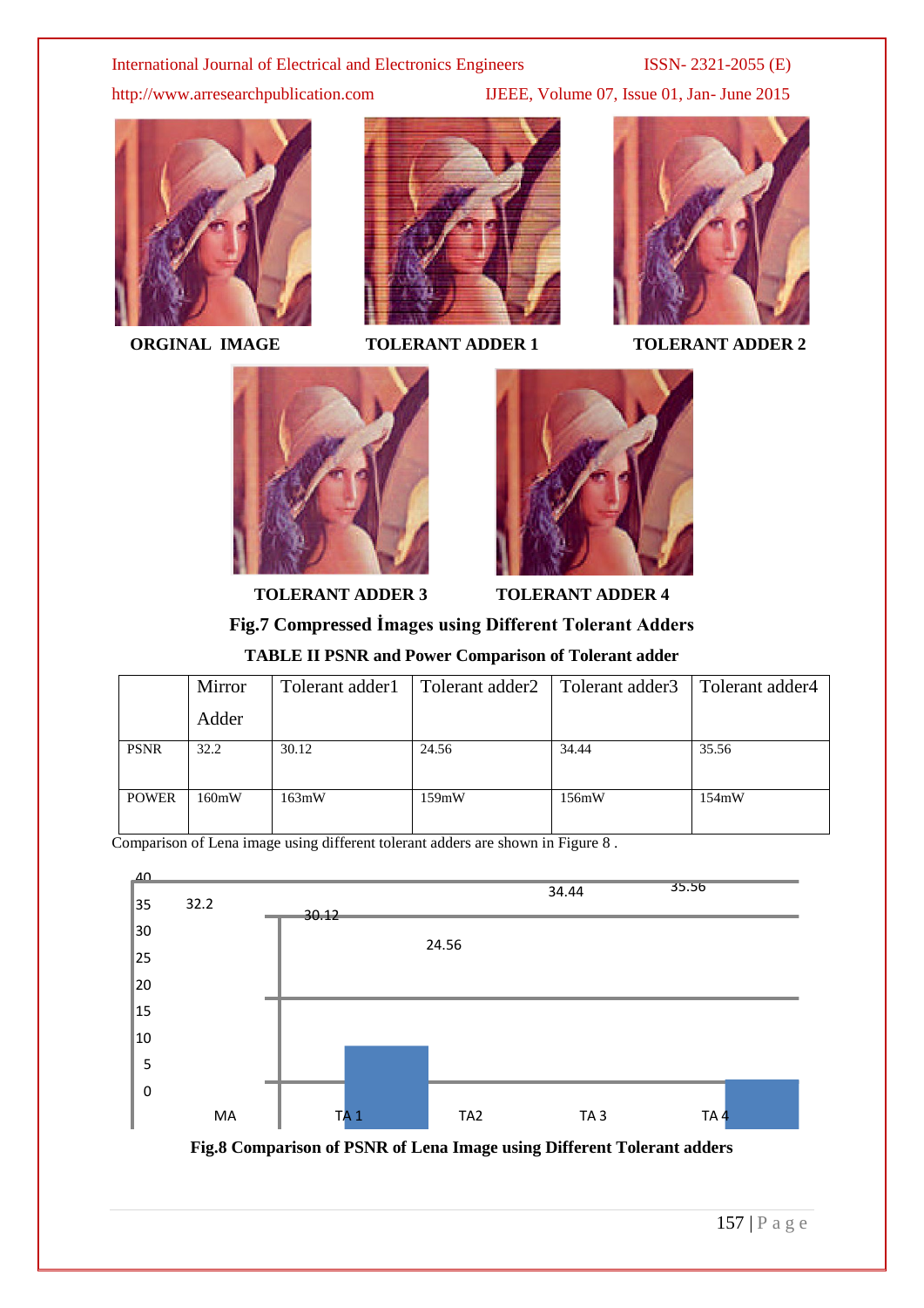ORGINAL IMAGE

TOLERANT ADDER 1

TOLERANT ADDER 2

TOLERANT ADDER 3

TOLERANT ADDER 4

**Fig.7 Compressed İmages using Different Tolerant Adders**

**TABLE II PSNR and Power Comparison of Tolerant adder**

| | Mirror Adder | Tolerant adder1 | Tolerant adder2 | Tolerant adder3 | Tolerant adder4 |
|---|---|---|---|---|---|
| PSNR | 32.2 | 30.12 | 24.56 | 34.44 | 35.56 |
| POWER | 160mW | 163mW | 159mW | 156mW | 154mW |

Comparison of Lena image using different tolerant adders are shown in Figure 8 .

**Fig.8 Comparison of PSNR of Lena Image using Different Tolerant adders**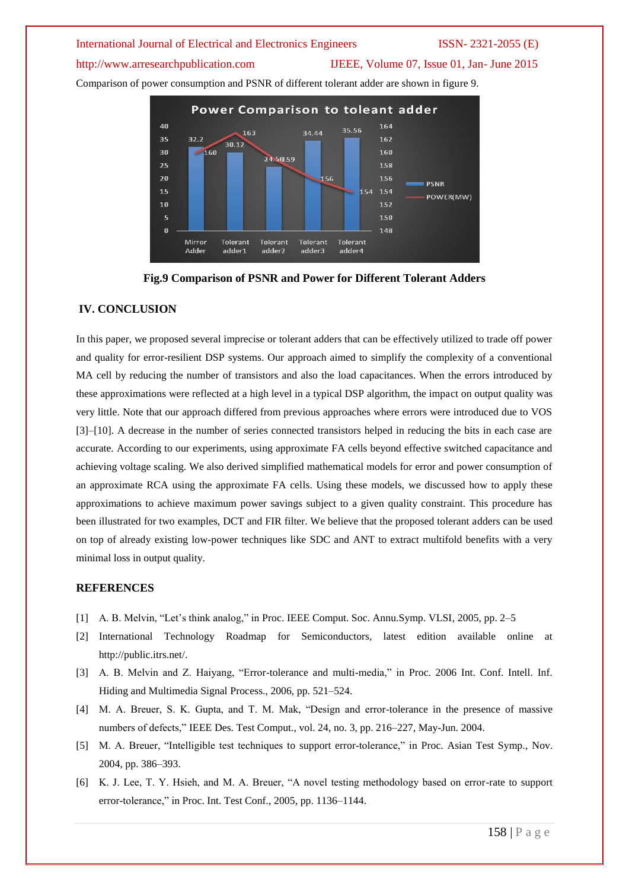Comparison of power consumption and PSNR of different tolerant adder are shown in figure 9.

**Fig.9 Comparison of PSNR and Power for Different Tolerant Adders**

## IV. CONCLUSION

In this paper, we proposed several imprecise or tolerant adders that can be effectively utilized to trade off power and quality for error-resilient DSP systems. Our approach aimed to simplify the complexity of a conventional MA cell by reducing the number of transistors and also the load capacitances. When the errors introduced by these approximations were reflected at a high level in a typical DSP algorithm, the impact on output quality was very little. Note that our approach differed from previous approaches where errors were introduced due to VOS [3]–[10]. A decrease in the number of series connected transistors helped in reducing the bits in each case are accurate. According to our experiments, using approximate FA cells beyond effective switched capacitance and achieving voltage scaling. We also derived simplified mathematical models for error and power consumption of an approximate RCA using the approximate FA cells. Using these models, we discussed how to apply these approximations to achieve maximum power savings subject to a given quality constraint. This procedure has been illustrated for two examples, DCT and FIR filter. We believe that the proposed tolerant adders can be used on top of already existing low-power techniques like SDC and ANT to extract multifold benefits with a very minimal loss in output quality.

## REFERENCES

[1] A. B. Melvin, "Let's think analog," in Proc. IEEE Comput. Soc. Annu.Symp. VLSI, 2005, pp. 2–5

[2] International Technology Roadmap for Semiconductors, latest edition available online at http://public.itrs.net/.

[3] A. B. Melvin and Z. Haiyang, "Error-tolerance and multi-media," in Proc. 2006 Int. Conf. Intell. Inf. Hiding and Multimedia Signal Process., 2006, pp. 521–524.

[4] M. A. Breuer, S. K. Gupta, and T. M. Mak, "Design and error-tolerance in the presence of massive numbers of defects," IEEE Des. Test Comput., vol. 24, no. 3, pp. 216–227, May-Jun. 2004.

[5] M. A. Breuer, "Intelligible test techniques to support error-tolerance," in Proc. Asian Test Symp., Nov. 2004, pp. 386–393.

[6] K. J. Lee, T. Y. Hsieh, and M. A. Breuer, "A novel testing methodology based on error-rate to support error-tolerance," in Proc. Int. Test Conf., 2005, pp. 1136–1144.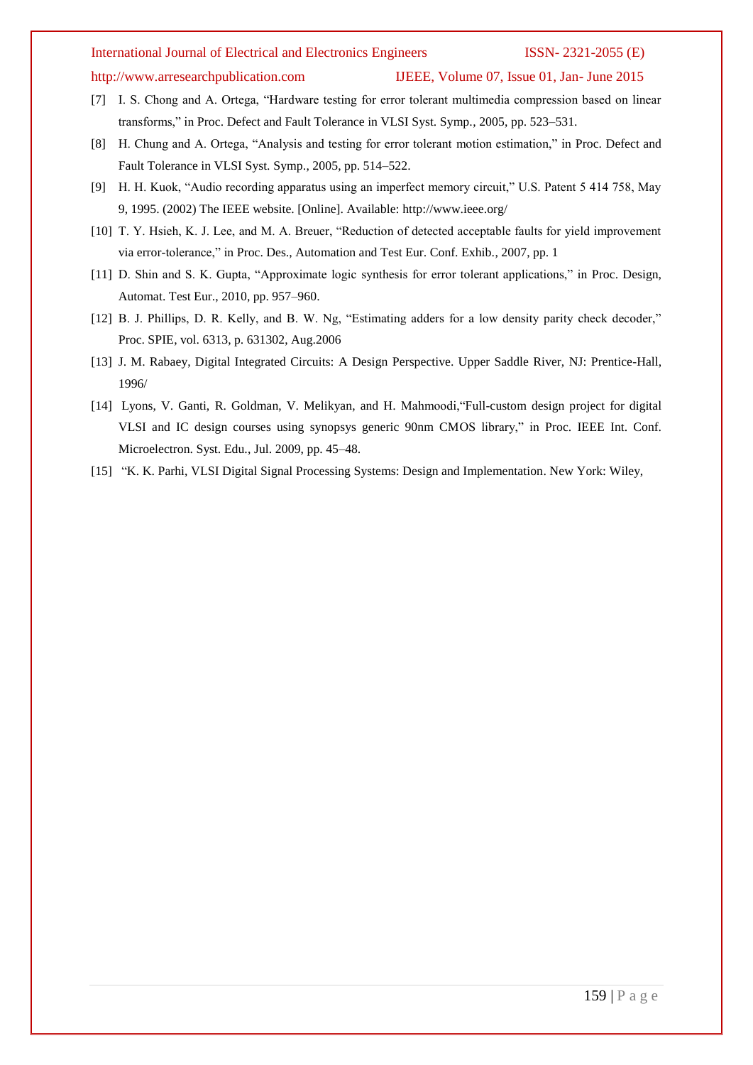[7] I. S. Chong and A. Ortega, “Hardware testing for error tolerant multimedia compression based on linear transforms,” in Proc. Defect and Fault Tolerance in VLSI Syst. Symp., 2005, pp. 523–531.

[8] H. Chung and A. Ortega, “Analysis and testing for error tolerant motion estimation,” in Proc. Defect and Fault Tolerance in VLSI Syst. Symp., 2005, pp. 514–522.

[9] H. H. Kuok, “Audio recording apparatus using an imperfect memory circuit,” U.S. Patent 5 414 758, May 9, 1995. (2002) The IEEE website. [Online]. Available: http://www.ieee.org/

[10] T. Y. Hsieh, K. J. Lee, and M. A. Breuer, “Reduction of detected acceptable faults for yield improvement via error-tolerance,” in Proc. Des., Automation and Test Eur. Conf. Exhib., 2007, pp. 1

[11] D. Shin and S. K. Gupta, “Approximate logic synthesis for error tolerant applications,” in Proc. Design, Automat. Test Eur., 2010, pp. 957–960.

[12] B. J. Phillips, D. R. Kelly, and B. W. Ng, “Estimating adders for a low density parity check decoder,” Proc. SPIE, vol. 6313, p. 631302, Aug.2006

[13] J. M. Rabaey, Digital Integrated Circuits: A Design Perspective. Upper Saddle River, NJ: Prentice-Hall, 1996/

[14] Lyons, V. Ganti, R. Goldman, V. Melikyan, and H. Mahmoodi,“Full-custom design project for digital VLSI and IC design courses using synopsys generic 90nm CMOS library,” in Proc. IEEE Int. Conf. Microelectron. Syst. Edu., Jul. 2009, pp. 45–48.

[15] “K. K. Parhi, VLSI Digital Signal Processing Systems: Design and Implementation. New York: Wiley,